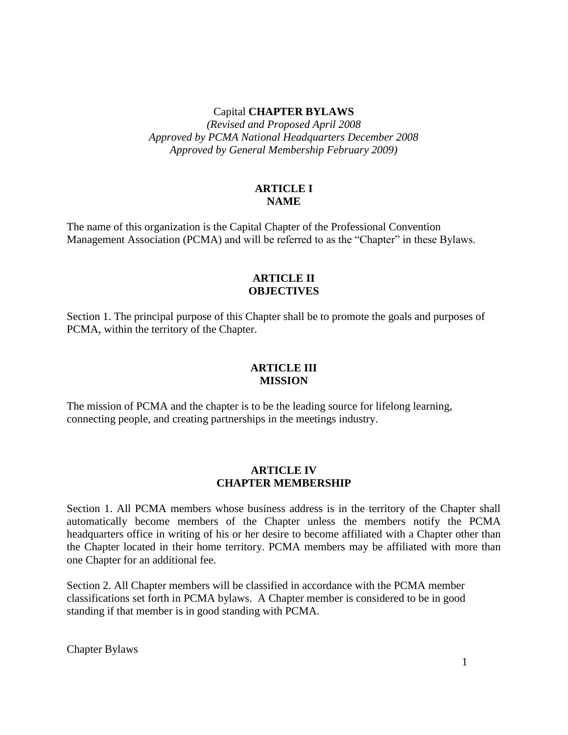# Capital **CHAPTER BYLAWS**

*(Revised and Proposed April 2008*
*Approved by PCMA National Headquarters December 2008*
*Approved by General Membership February 2009)*

## ARTICLE I
## NAME

The name of this organization is the Capital Chapter of the Professional Convention Management Association (PCMA) and will be referred to as the "Chapter" in these Bylaws.

## ARTICLE II
## OBJECTIVES

Section 1. The principal purpose of this Chapter shall be to promote the goals and purposes of PCMA, within the territory of the Chapter.

## ARTICLE III
## MISSION

The mission of PCMA and the chapter is to be the leading source for lifelong learning, connecting people, and creating partnerships in the meetings industry.

## ARTICLE IV
## CHAPTER MEMBERSHIP

Section 1. All PCMA members whose business address is in the territory of the Chapter shall automatically become members of the Chapter unless the members notify the PCMA headquarters office in writing of his or her desire to become affiliated with a Chapter other than the Chapter located in their home territory. PCMA members may be affiliated with more than one Chapter for an additional fee.

Section 2. All Chapter members will be classified in accordance with the PCMA member classifications set forth in PCMA bylaws. A Chapter member is considered to be in good standing if that member is in good standing with PCMA.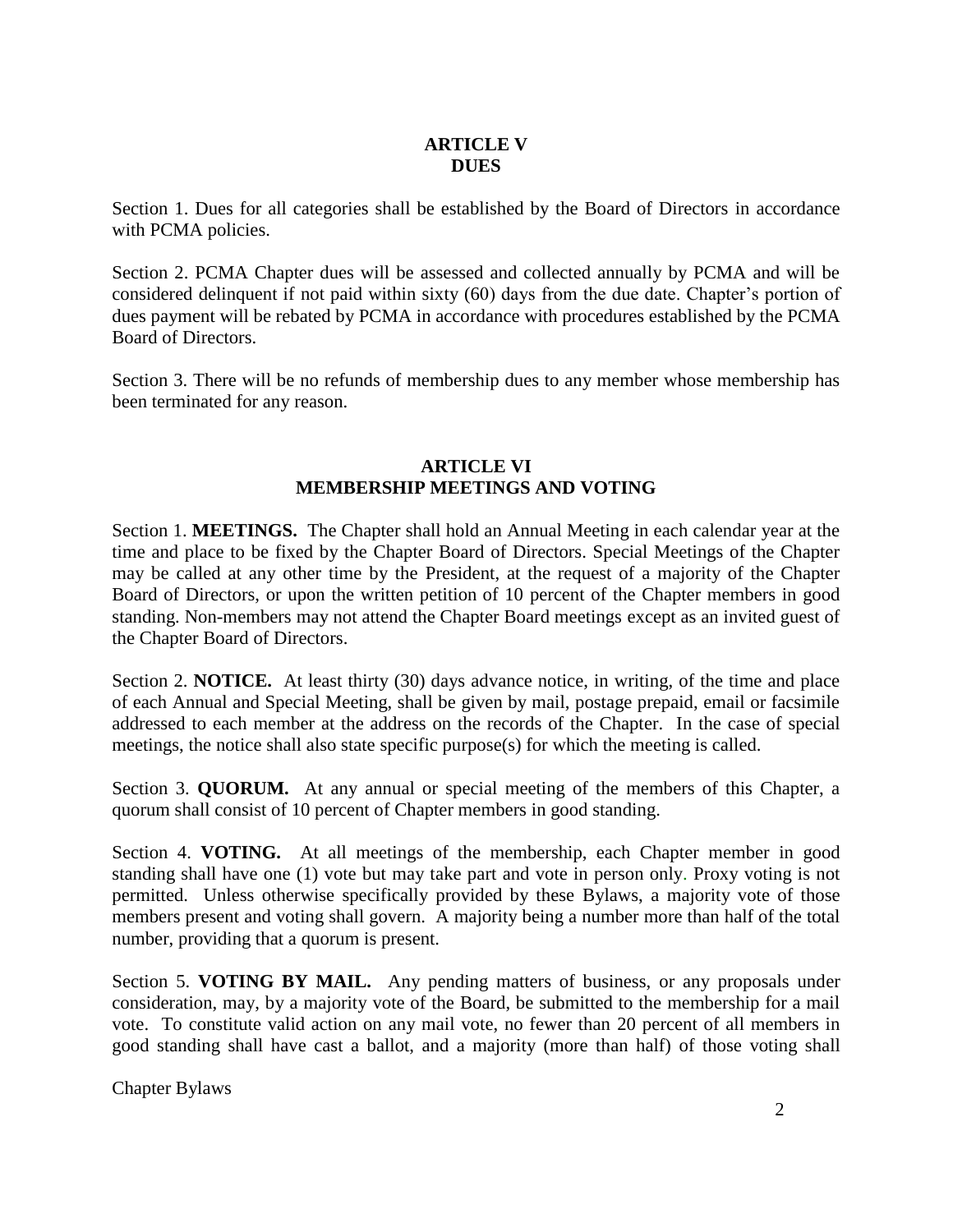## ARTICLE V
## DUES

Section 1. Dues for all categories shall be established by the Board of Directors in accordance with PCMA policies.

Section 2. PCMA Chapter dues will be assessed and collected annually by PCMA and will be considered delinquent if not paid within sixty (60) days from the due date. Chapter's portion of dues payment will be rebated by PCMA in accordance with procedures established by the PCMA Board of Directors.

Section 3. There will be no refunds of membership dues to any member whose membership has been terminated for any reason.

## ARTICLE VI
## MEMBERSHIP MEETINGS AND VOTING

Section 1. **MEETINGS.** The Chapter shall hold an Annual Meeting in each calendar year at the time and place to be fixed by the Chapter Board of Directors. Special Meetings of the Chapter may be called at any other time by the President, at the request of a majority of the Chapter Board of Directors, or upon the written petition of 10 percent of the Chapter members in good standing. Non-members may not attend the Chapter Board meetings except as an invited guest of the Chapter Board of Directors.

Section 2. **NOTICE.** At least thirty (30) days advance notice, in writing, of the time and place of each Annual and Special Meeting, shall be given by mail, postage prepaid, email or facsimile addressed to each member at the address on the records of the Chapter. In the case of special meetings, the notice shall also state specific purpose(s) for which the meeting is called.

Section 3. **QUORUM.** At any annual or special meeting of the members of this Chapter, a quorum shall consist of 10 percent of Chapter members in good standing.

Section 4. **VOTING.** At all meetings of the membership, each Chapter member in good standing shall have one (1) vote but may take part and vote in person only. Proxy voting is not permitted. Unless otherwise specifically provided by these Bylaws, a majority vote of those members present and voting shall govern. A majority being a number more than half of the total number, providing that a quorum is present.

Section 5. **VOTING BY MAIL.** Any pending matters of business, or any proposals under consideration, may, by a majority vote of the Board, be submitted to the membership for a mail vote. To constitute valid action on any mail vote, no fewer than 20 percent of all members in good standing shall have cast a ballot, and a majority (more than half) of those voting shall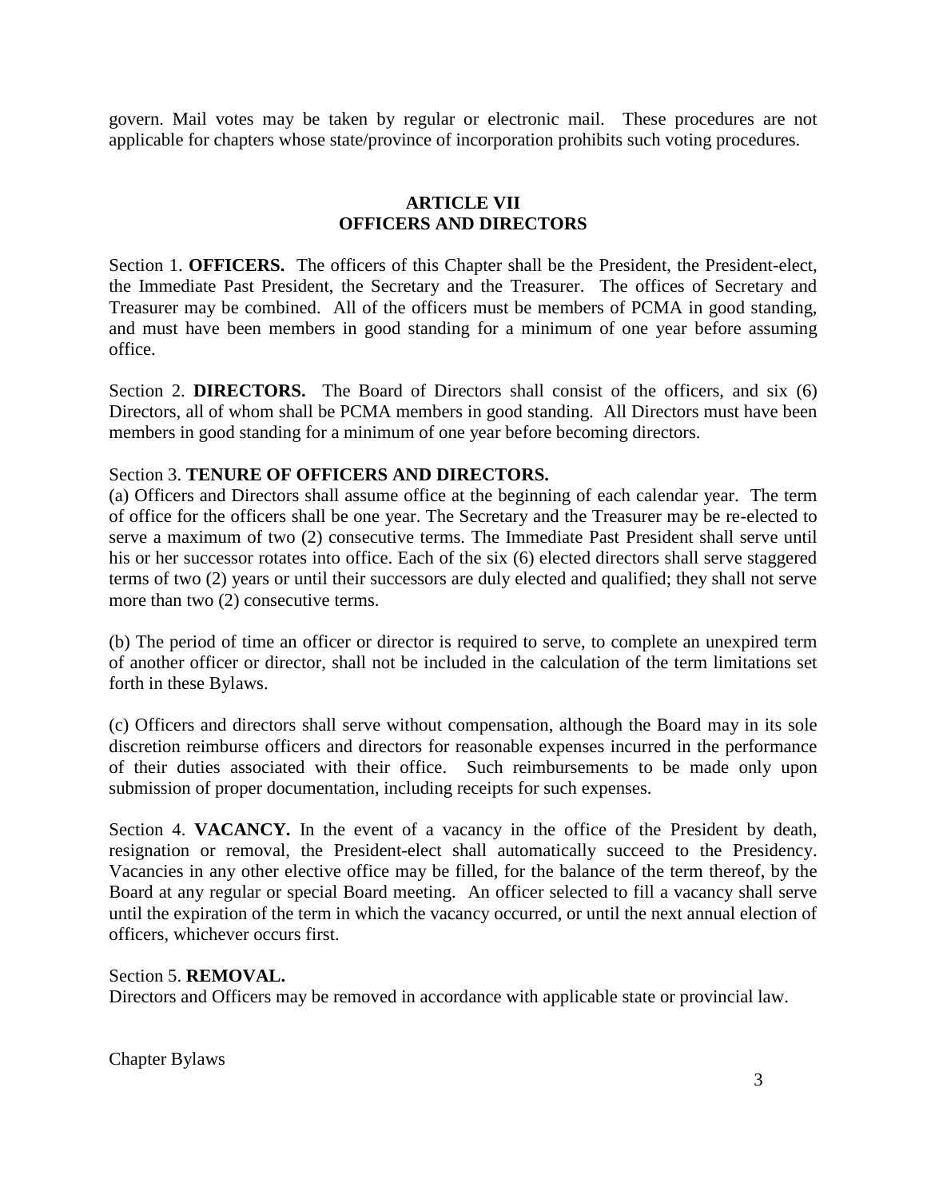govern. Mail votes may be taken by regular or electronic mail. These procedures are not applicable for chapters whose state/province of incorporation prohibits such voting procedures.

## ARTICLE VII
## OFFICERS AND DIRECTORS

Section 1. **OFFICERS.** The officers of this Chapter shall be the President, the President-elect, the Immediate Past President, the Secretary and the Treasurer. The offices of Secretary and Treasurer may be combined. All of the officers must be members of PCMA in good standing, and must have been members in good standing for a minimum of one year before assuming office.

Section 2. **DIRECTORS.** The Board of Directors shall consist of the officers, and six (6) Directors, all of whom shall be PCMA members in good standing. All Directors must have been members in good standing for a minimum of one year before becoming directors.

Section 3. **TENURE OF OFFICERS AND DIRECTORS.**

(a) Officers and Directors shall assume office at the beginning of each calendar year. The term of office for the officers shall be one year. The Secretary and the Treasurer may be re-elected to serve a maximum of two (2) consecutive terms. The Immediate Past President shall serve until his or her successor rotates into office. Each of the six (6) elected directors shall serve staggered terms of two (2) years or until their successors are duly elected and qualified; they shall not serve more than two (2) consecutive terms.

(b) The period of time an officer or director is required to serve, to complete an unexpired term of another officer or director, shall not be included in the calculation of the term limitations set forth in these Bylaws.

(c) Officers and directors shall serve without compensation, although the Board may in its sole discretion reimburse officers and directors for reasonable expenses incurred in the performance of their duties associated with their office. Such reimbursements to be made only upon submission of proper documentation, including receipts for such expenses.

Section 4. **VACANCY.** In the event of a vacancy in the office of the President by death, resignation or removal, the President-elect shall automatically succeed to the Presidency. Vacancies in any other elective office may be filled, for the balance of the term thereof, by the Board at any regular or special Board meeting. An officer selected to fill a vacancy shall serve until the expiration of the term in which the vacancy occurred, or until the next annual election of officers, whichever occurs first.

Section 5. **REMOVAL.**

Directors and Officers may be removed in accordance with applicable state or provincial law.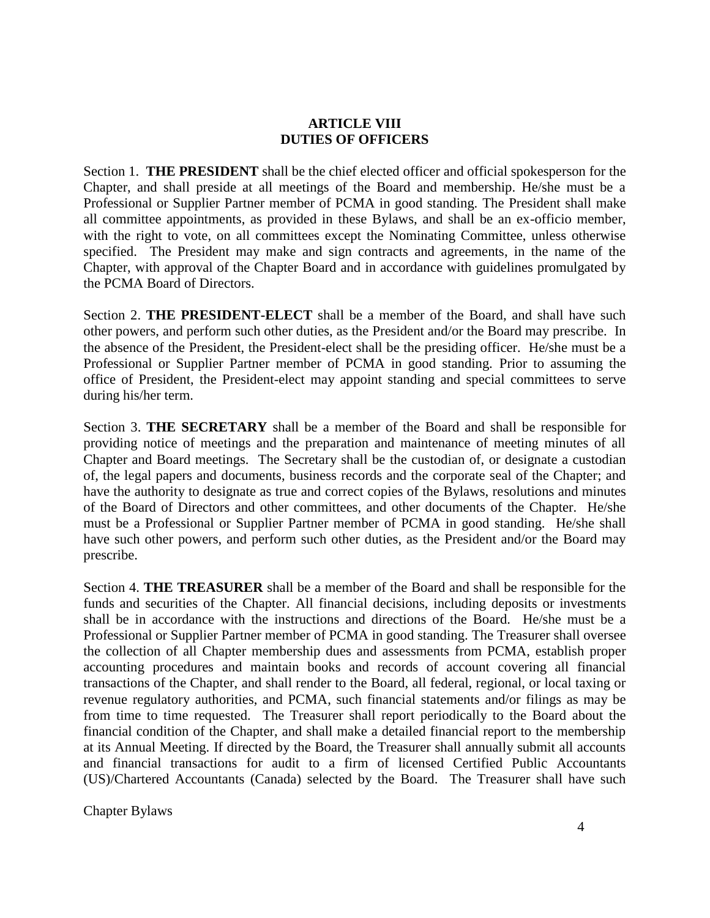## ARTICLE VIII
## DUTIES OF OFFICERS

Section 1. **THE PRESIDENT** shall be the chief elected officer and official spokesperson for the Chapter, and shall preside at all meetings of the Board and membership. He/she must be a Professional or Supplier Partner member of PCMA in good standing. The President shall make all committee appointments, as provided in these Bylaws, and shall be an ex-officio member, with the right to vote, on all committees except the Nominating Committee, unless otherwise specified. The President may make and sign contracts and agreements, in the name of the Chapter, with approval of the Chapter Board and in accordance with guidelines promulgated by the PCMA Board of Directors.

Section 2. **THE PRESIDENT-ELECT** shall be a member of the Board, and shall have such other powers, and perform such other duties, as the President and/or the Board may prescribe. In the absence of the President, the President-elect shall be the presiding officer. He/she must be a Professional or Supplier Partner member of PCMA in good standing. Prior to assuming the office of President, the President-elect may appoint standing and special committees to serve during his/her term.

Section 3. **THE SECRETARY** shall be a member of the Board and shall be responsible for providing notice of meetings and the preparation and maintenance of meeting minutes of all Chapter and Board meetings. The Secretary shall be the custodian of, or designate a custodian of, the legal papers and documents, business records and the corporate seal of the Chapter; and have the authority to designate as true and correct copies of the Bylaws, resolutions and minutes of the Board of Directors and other committees, and other documents of the Chapter. He/she must be a Professional or Supplier Partner member of PCMA in good standing. He/she shall have such other powers, and perform such other duties, as the President and/or the Board may prescribe.

Section 4. **THE TREASURER** shall be a member of the Board and shall be responsible for the funds and securities of the Chapter. All financial decisions, including deposits or investments shall be in accordance with the instructions and directions of the Board. He/she must be a Professional or Supplier Partner member of PCMA in good standing. The Treasurer shall oversee the collection of all Chapter membership dues and assessments from PCMA, establish proper accounting procedures and maintain books and records of account covering all financial transactions of the Chapter, and shall render to the Board, all federal, regional, or local taxing or revenue regulatory authorities, and PCMA, such financial statements and/or filings as may be from time to time requested. The Treasurer shall report periodically to the Board about the financial condition of the Chapter, and shall make a detailed financial report to the membership at its Annual Meeting. If directed by the Board, the Treasurer shall annually submit all accounts and financial transactions for audit to a firm of licensed Certified Public Accountants (US)/Chartered Accountants (Canada) selected by the Board. The Treasurer shall have such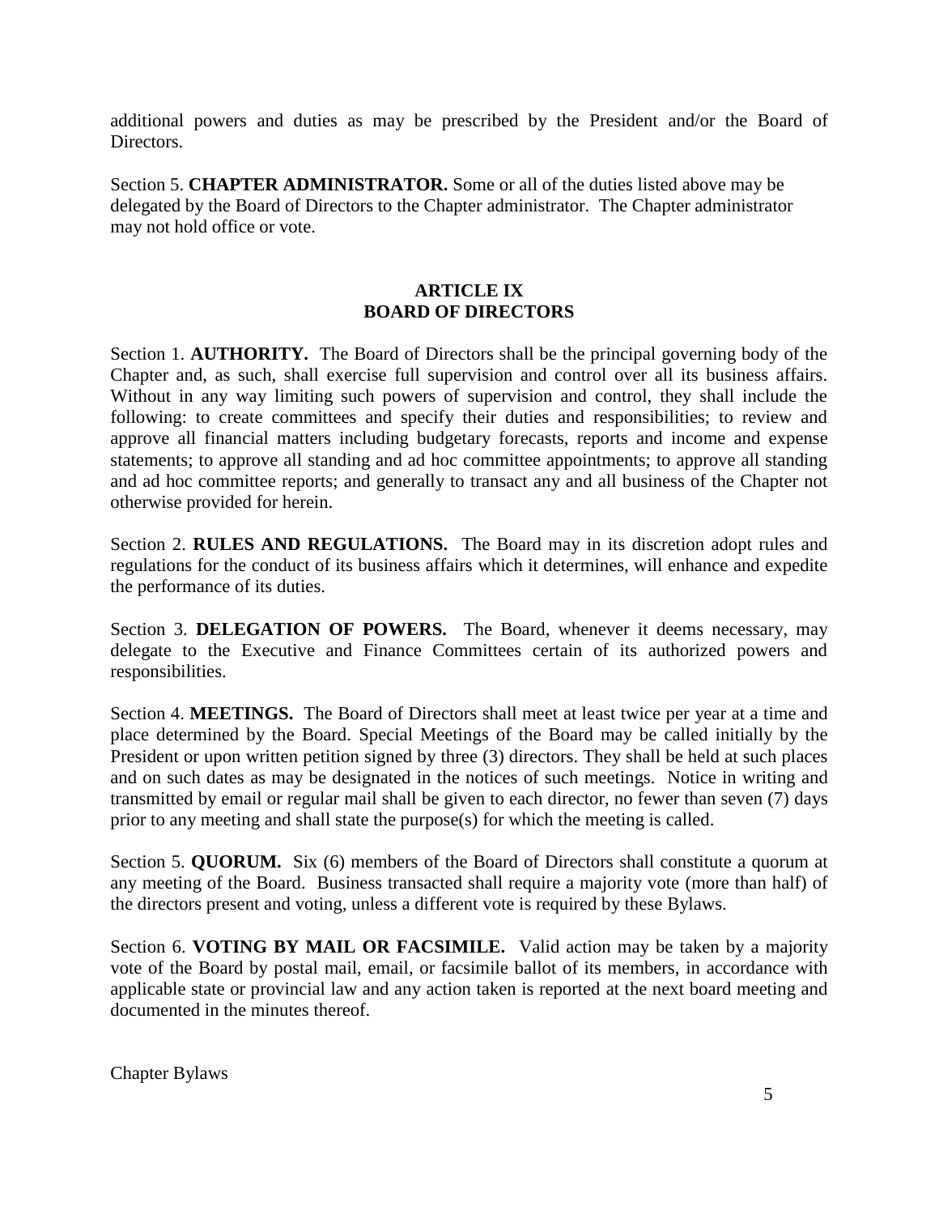additional powers and duties as may be prescribed by the President and/or the Board of Directors.

Section 5. **CHAPTER ADMINISTRATOR.** Some or all of the duties listed above may be delegated by the Board of Directors to the Chapter administrator. The Chapter administrator may not hold office or vote.

## ARTICLE IX
## BOARD OF DIRECTORS

Section 1. **AUTHORITY.** The Board of Directors shall be the principal governing body of the Chapter and, as such, shall exercise full supervision and control over all its business affairs. Without in any way limiting such powers of supervision and control, they shall include the following: to create committees and specify their duties and responsibilities; to review and approve all financial matters including budgetary forecasts, reports and income and expense statements; to approve all standing and ad hoc committee appointments; to approve all standing and ad hoc committee reports; and generally to transact any and all business of the Chapter not otherwise provided for herein.

Section 2. **RULES AND REGULATIONS.** The Board may in its discretion adopt rules and regulations for the conduct of its business affairs which it determines, will enhance and expedite the performance of its duties.

Section 3. **DELEGATION OF POWERS.** The Board, whenever it deems necessary, may delegate to the Executive and Finance Committees certain of its authorized powers and responsibilities.

Section 4. **MEETINGS.** The Board of Directors shall meet at least twice per year at a time and place determined by the Board. Special Meetings of the Board may be called initially by the President or upon written petition signed by three (3) directors. They shall be held at such places and on such dates as may be designated in the notices of such meetings. Notice in writing and transmitted by email or regular mail shall be given to each director, no fewer than seven (7) days prior to any meeting and shall state the purpose(s) for which the meeting is called.

Section 5. **QUORUM.** Six (6) members of the Board of Directors shall constitute a quorum at any meeting of the Board. Business transacted shall require a majority vote (more than half) of the directors present and voting, unless a different vote is required by these Bylaws.

Section 6. **VOTING BY MAIL OR FACSIMILE.** Valid action may be taken by a majority vote of the Board by postal mail, email, or facsimile ballot of its members, in accordance with applicable state or provincial law and any action taken is reported at the next board meeting and documented in the minutes thereof.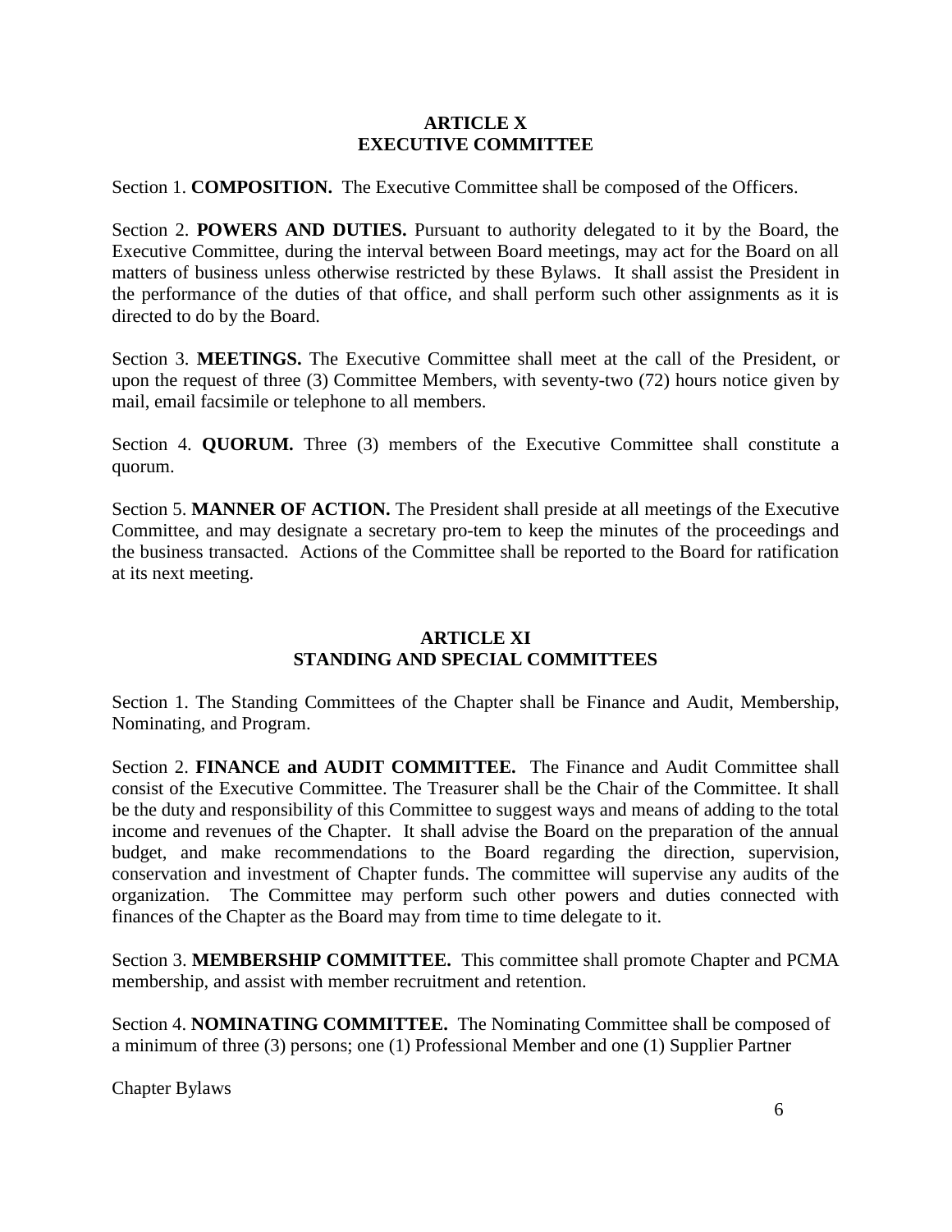## ARTICLE X
## EXECUTIVE COMMITTEE

Section 1. **COMPOSITION.** The Executive Committee shall be composed of the Officers.

Section 2. **POWERS AND DUTIES.** Pursuant to authority delegated to it by the Board, the Executive Committee, during the interval between Board meetings, may act for the Board on all matters of business unless otherwise restricted by these Bylaws. It shall assist the President in the performance of the duties of that office, and shall perform such other assignments as it is directed to do by the Board.

Section 3. **MEETINGS.** The Executive Committee shall meet at the call of the President, or upon the request of three (3) Committee Members, with seventy-two (72) hours notice given by mail, email facsimile or telephone to all members.

Section 4. **QUORUM.** Three (3) members of the Executive Committee shall constitute a quorum.

Section 5. **MANNER OF ACTION.** The President shall preside at all meetings of the Executive Committee, and may designate a secretary pro-tem to keep the minutes of the proceedings and the business transacted. Actions of the Committee shall be reported to the Board for ratification at its next meeting.

## ARTICLE XI
## STANDING AND SPECIAL COMMITTEES

Section 1. The Standing Committees of the Chapter shall be Finance and Audit, Membership, Nominating, and Program.

Section 2. **FINANCE and AUDIT COMMITTEE.** The Finance and Audit Committee shall consist of the Executive Committee. The Treasurer shall be the Chair of the Committee. It shall be the duty and responsibility of this Committee to suggest ways and means of adding to the total income and revenues of the Chapter. It shall advise the Board on the preparation of the annual budget, and make recommendations to the Board regarding the direction, supervision, conservation and investment of Chapter funds. The committee will supervise any audits of the organization. The Committee may perform such other powers and duties connected with finances of the Chapter as the Board may from time to time delegate to it.

Section 3. **MEMBERSHIP COMMITTEE.** This committee shall promote Chapter and PCMA membership, and assist with member recruitment and retention.

Section 4. **NOMINATING COMMITTEE.** The Nominating Committee shall be composed of a minimum of three (3) persons; one (1) Professional Member and one (1) Supplier Partner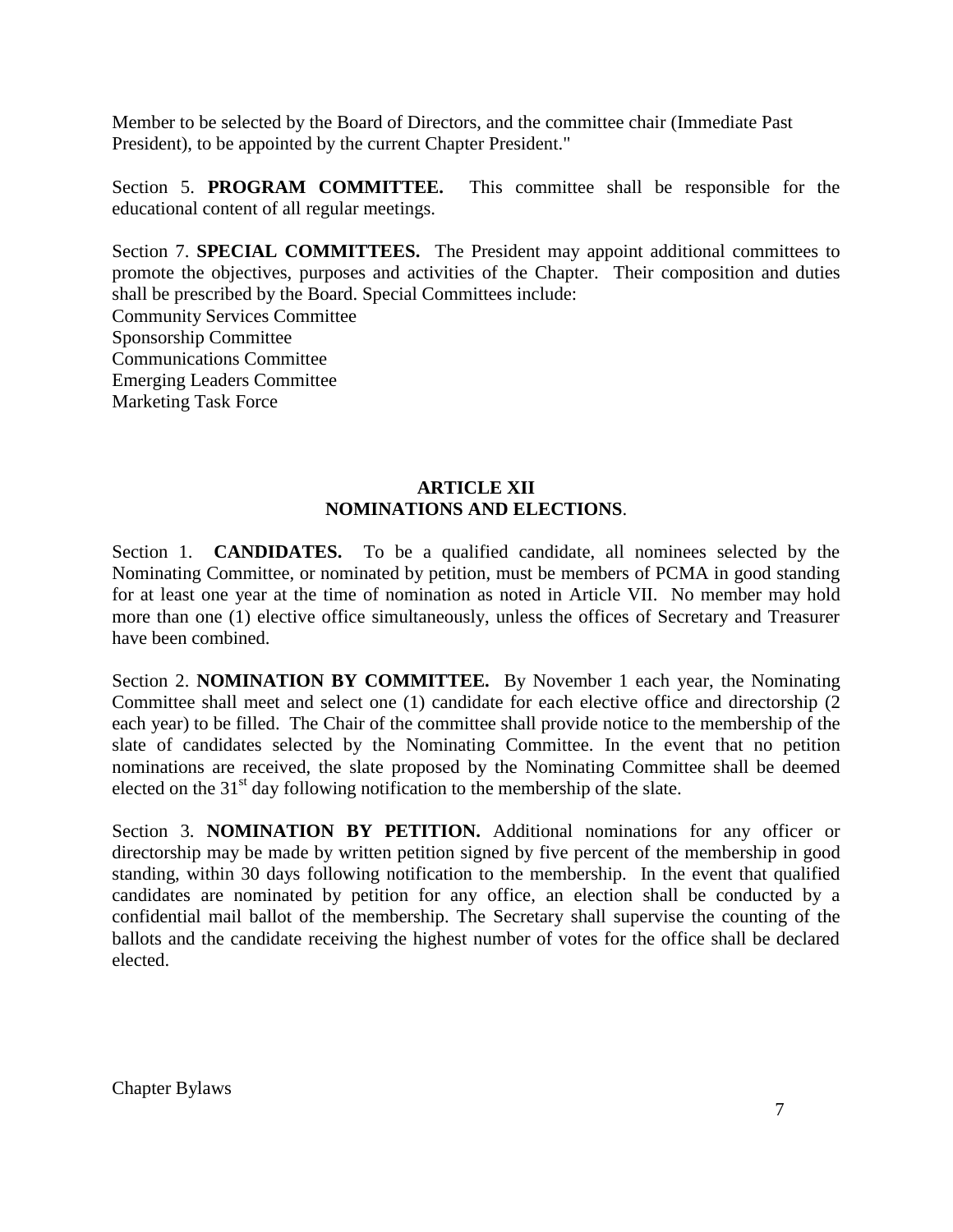Member to be selected by the Board of Directors, and the committee chair (Immediate Past President), to be appointed by the current Chapter President."

Section 5. **PROGRAM COMMITTEE.** This committee shall be responsible for the educational content of all regular meetings.

Section 7. **SPECIAL COMMITTEES.** The President may appoint additional committees to promote the objectives, purposes and activities of the Chapter. Their composition and duties shall be prescribed by the Board. Special Committees include:
Community Services Committee
Sponsorship Committee
Communications Committee
Emerging Leaders Committee
Marketing Task Force

## ARTICLE XII
## NOMINATIONS AND ELECTIONS.

Section 1. **CANDIDATES.** To be a qualified candidate, all nominees selected by the Nominating Committee, or nominated by petition, must be members of PCMA in good standing for at least one year at the time of nomination as noted in Article VII. No member may hold more than one (1) elective office simultaneously, unless the offices of Secretary and Treasurer have been combined.

Section 2. **NOMINATION BY COMMITTEE.** By November 1 each year, the Nominating Committee shall meet and select one (1) candidate for each elective office and directorship (2 each year) to be filled. The Chair of the committee shall provide notice to the membership of the slate of candidates selected by the Nominating Committee. In the event that no petition nominations are received, the slate proposed by the Nominating Committee shall be deemed elected on the 31st day following notification to the membership of the slate.

Section 3. **NOMINATION BY PETITION.** Additional nominations for any officer or directorship may be made by written petition signed by five percent of the membership in good standing, within 30 days following notification to the membership. In the event that qualified candidates are nominated by petition for any office, an election shall be conducted by a confidential mail ballot of the membership. The Secretary shall supervise the counting of the ballots and the candidate receiving the highest number of votes for the office shall be declared elected.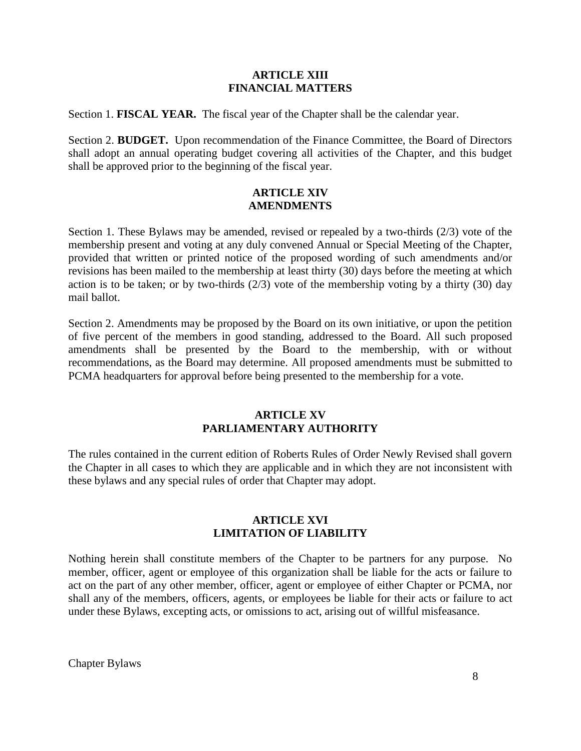## ARTICLE XIII
## FINANCIAL MATTERS

Section 1. **FISCAL YEAR.** The fiscal year of the Chapter shall be the calendar year.

Section 2. **BUDGET.** Upon recommendation of the Finance Committee, the Board of Directors shall adopt an annual operating budget covering all activities of the Chapter, and this budget shall be approved prior to the beginning of the fiscal year.

## ARTICLE XIV
## AMENDMENTS

Section 1. These Bylaws may be amended, revised or repealed by a two-thirds (2/3) vote of the membership present and voting at any duly convened Annual or Special Meeting of the Chapter, provided that written or printed notice of the proposed wording of such amendments and/or revisions has been mailed to the membership at least thirty (30) days before the meeting at which action is to be taken; or by two-thirds (2/3) vote of the membership voting by a thirty (30) day mail ballot.

Section 2. Amendments may be proposed by the Board on its own initiative, or upon the petition of five percent of the members in good standing, addressed to the Board. All such proposed amendments shall be presented by the Board to the membership, with or without recommendations, as the Board may determine. All proposed amendments must be submitted to PCMA headquarters for approval before being presented to the membership for a vote.

## ARTICLE XV
## PARLIAMENTARY AUTHORITY

The rules contained in the current edition of Roberts Rules of Order Newly Revised shall govern the Chapter in all cases to which they are applicable and in which they are not inconsistent with these bylaws and any special rules of order that Chapter may adopt.

## ARTICLE XVI
## LIMITATION OF LIABILITY

Nothing herein shall constitute members of the Chapter to be partners for any purpose. No member, officer, agent or employee of this organization shall be liable for the acts or failure to act on the part of any other member, officer, agent or employee of either Chapter or PCMA, nor shall any of the members, officers, agents, or employees be liable for their acts or failure to act under these Bylaws, excepting acts, or omissions to act, arising out of willful misfeasance.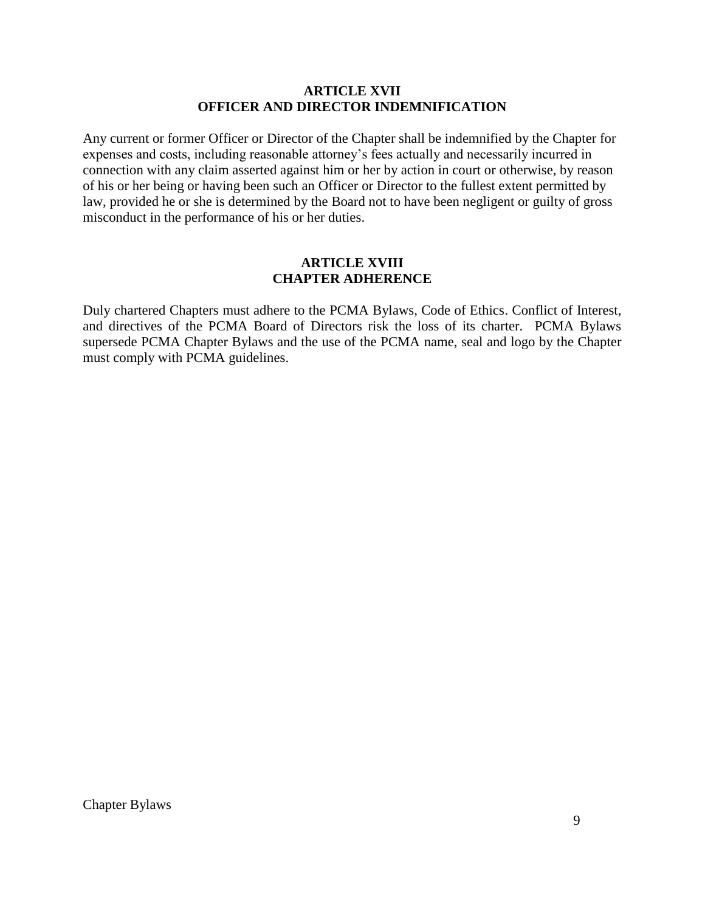## ARTICLE XVII
## OFFICER AND DIRECTOR INDEMNIFICATION

Any current or former Officer or Director of the Chapter shall be indemnified by the Chapter for expenses and costs, including reasonable attorney's fees actually and necessarily incurred in connection with any claim asserted against him or her by action in court or otherwise, by reason of his or her being or having been such an Officer or Director to the fullest extent permitted by law, provided he or she is determined by the Board not to have been negligent or guilty of gross misconduct in the performance of his or her duties.

## ARTICLE XVIII
## CHAPTER ADHERENCE

Duly chartered Chapters must adhere to the PCMA Bylaws, Code of Ethics. Conflict of Interest, and directives of the PCMA Board of Directors risk the loss of its charter. PCMA Bylaws supersede PCMA Chapter Bylaws and the use of the PCMA name, seal and logo by the Chapter must comply with PCMA guidelines.